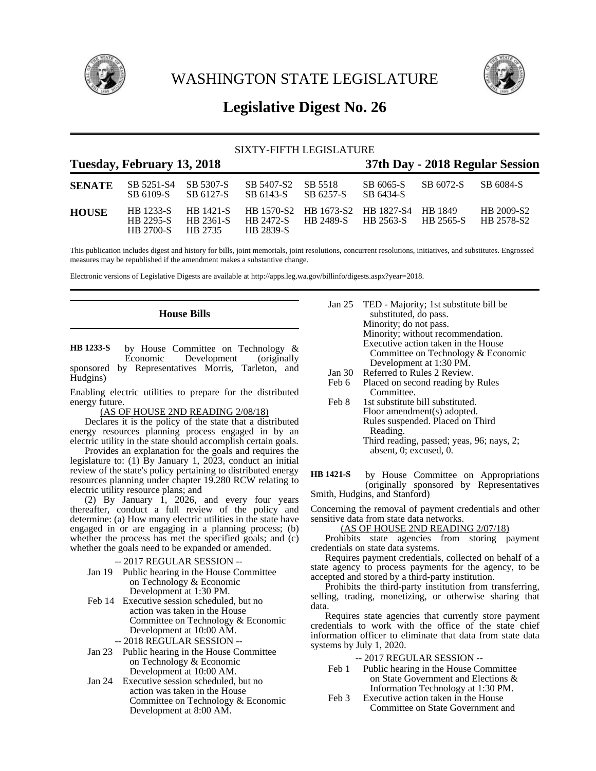# WASHINGTON STATE LEGISLATURE

## Legislative Digest No. 26

SIXTY-FIFTH LEGISLATURE

**Tuesday, February 13, 2018** **37th Day - 2018 Regular Session**

| | | | | | | | |
|---|---|---|---|---|---|---|---|
| **SENATE** | SB 5251-S4 | SB 5307-S | SB 5407-S2 | SB 5518 | SB 6065-S | SB 6072-S | SB 6084-S |
| | SB 6109-S | SB 6127-S | SB 6143-S | SB 6257-S | SB 6434-S | | |
| **HOUSE** | HB 1233-S | HB 1421-S | HB 1570-S2 | HB 1673-S2 | HB 1827-S4 | HB 1849 | HB 2009-S2 |
| | HB 2295-S | HB 2361-S | HB 2472-S | HB 2489-S | HB 2563-S | HB 2565-S | HB 2578-S2 |
| | HB 2700-S | HB 2735 | HB 2839-S | | | | |

This publication includes digest and history for bills, joint memorials, joint resolutions, concurrent resolutions, initiatives, and substitutes. Engrossed measures may be republished if the amendment makes a substantive change.

Electronic versions of Legislative Digests are available at http://apps.leg.wa.gov/billinfo/digests.aspx?year=2018.

## House Bills

**HB 1233-S** by House Committee on Technology & Economic Development (originally sponsored by Representatives Morris, Tarleton, and Hudgins)

Enabling electric utilities to prepare for the distributed energy future.

(AS OF HOUSE 2ND READING 2/08/18)

Declares it is the policy of the state that a distributed energy resources planning process engaged in by an electric utility in the state should accomplish certain goals.

Provides an explanation for the goals and requires the legislature to: (1) By January 1, 2023, conduct an initial review of the state's policy pertaining to distributed energy resources planning under chapter 19.280 RCW relating to electric utility resource plans; and

(2) By January 1, 2026, and every four years thereafter, conduct a full review of the policy and determine: (a) How many electric utilities in the state have engaged in or are engaging in a planning process; (b) whether the process has met the specified goals; and (c) whether the goals need to be expanded or amended.

-- 2017 REGULAR SESSION --

Jan 19 Public hearing in the House Committee on Technology & Economic Development at 1:30 PM.

Feb 14 Executive session scheduled, but no action was taken in the House Committee on Technology & Economic Development at 10:00 AM.

-- 2018 REGULAR SESSION --

Jan 23 Public hearing in the House Committee on Technology & Economic Development at 10:00 AM.

Jan 24 Executive session scheduled, but no action was taken in the House Committee on Technology & Economic Development at 8:00 AM.

Jan 25 TED - Majority; 1st substitute bill be substituted, do pass.
Minority; do not pass.
Minority; without recommendation.
Executive action taken in the House Committee on Technology & Economic Development at 1:30 PM.

Jan 30 Referred to Rules 2 Review.

Feb 6 Placed on second reading by Rules Committee.

Feb 8 1st substitute bill substituted.
Floor amendment(s) adopted.
Rules suspended. Placed on Third Reading.
Third reading, passed; yeas, 96; nays, 2; absent, 0; excused, 0.

**HB 1421-S** by House Committee on Appropriations (originally sponsored by Representatives Smith, Hudgins, and Stanford)

Concerning the removal of payment credentials and other sensitive data from state data networks.

(AS OF HOUSE 2ND READING 2/07/18)

Prohibits state agencies from storing payment credentials on state data systems.

Requires payment credentials, collected on behalf of a state agency to process payments for the agency, to be accepted and stored by a third-party institution.

Prohibits the third-party institution from transferring, selling, trading, monetizing, or otherwise sharing that data.

Requires state agencies that currently store payment credentials to work with the office of the state chief information officer to eliminate that data from state data systems by July 1, 2020.

-- 2017 REGULAR SESSION --

Feb 1 Public hearing in the House Committee on State Government and Elections & Information Technology at 1:30 PM.

Feb 3 Executive action taken in the House Committee on State Government and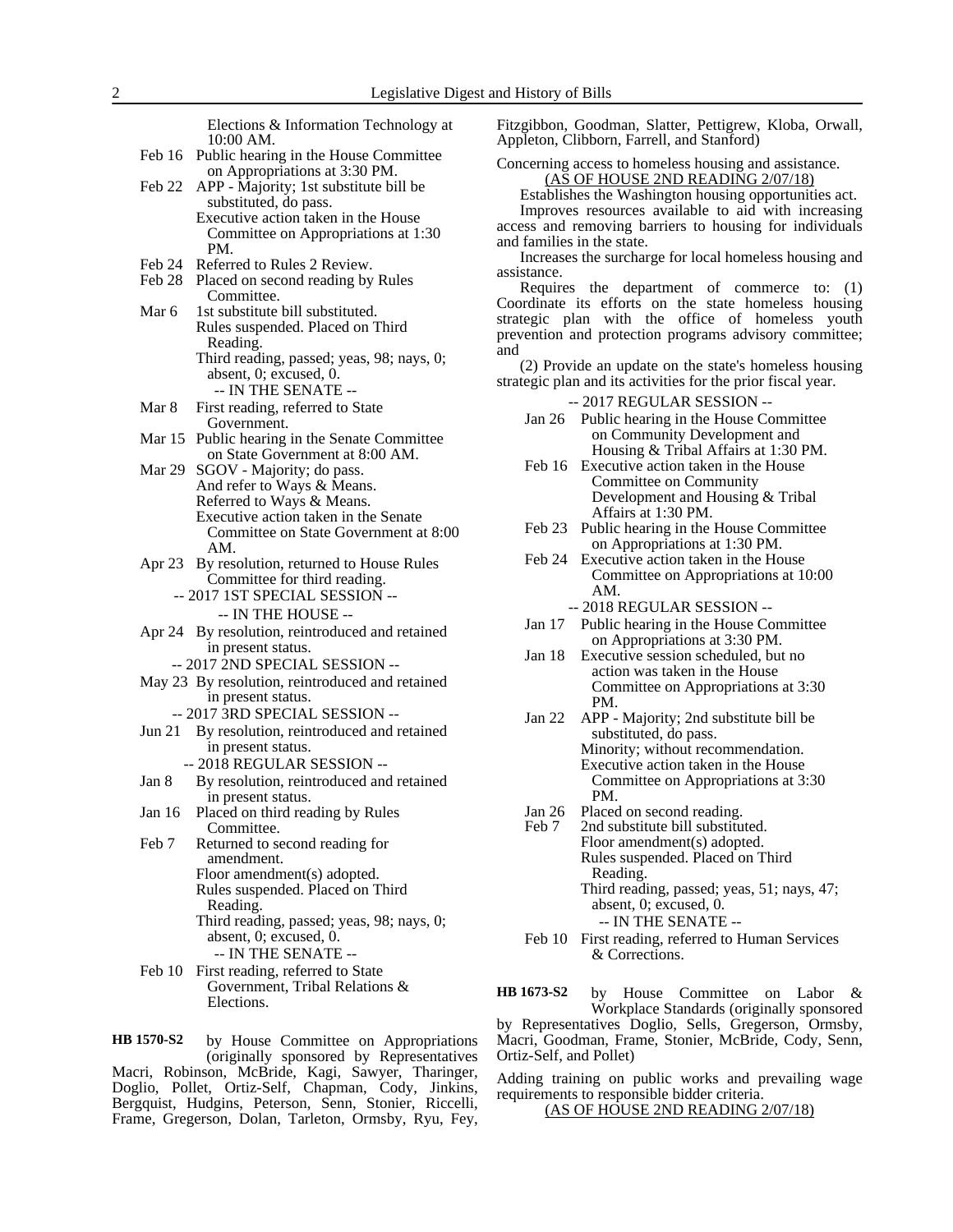Elections & Information Technology at 10:00 AM.

Feb 16 Public hearing in the House Committee on Appropriations at 3:30 PM.

Feb 22 APP - Majority; 1st substitute bill be substituted, do pass.
Executive action taken in the House Committee on Appropriations at 1:30 PM.

Feb 24 Referred to Rules 2 Review.

Feb 28 Placed on second reading by Rules Committee.

Mar 6 1st substitute bill substituted.
Rules suspended. Placed on Third Reading.
Third reading, passed; yeas, 98; nays, 0; absent, 0; excused, 0.

-- IN THE SENATE --

Mar 8 First reading, referred to State Government.

Mar 15 Public hearing in the Senate Committee on State Government at 8:00 AM.

Mar 29 SGOV - Majority; do pass.
And refer to Ways & Means.
Referred to Ways & Means.
Executive action taken in the Senate Committee on State Government at 8:00 AM.

Apr 23 By resolution, returned to House Rules Committee for third reading.

-- 2017 1ST SPECIAL SESSION --

-- IN THE HOUSE --

Apr 24 By resolution, reintroduced and retained in present status.

-- 2017 2ND SPECIAL SESSION --

May 23 By resolution, reintroduced and retained in present status.

-- 2017 3RD SPECIAL SESSION --

Jun 21 By resolution, reintroduced and retained in present status.

-- 2018 REGULAR SESSION --

Jan 8 By resolution, reintroduced and retained in present status.

Jan 16 Placed on third reading by Rules Committee.

Feb 7 Returned to second reading for amendment.
Floor amendment(s) adopted.
Rules suspended. Placed on Third Reading.
Third reading, passed; yeas, 98; nays, 0; absent, 0; excused, 0.

-- IN THE SENATE --

Feb 10 First reading, referred to State Government, Tribal Relations & Elections.

**HB 1570-S2** by House Committee on Appropriations (originally sponsored by Representatives Macri, Robinson, McBride, Kagi, Sawyer, Tharinger, Doglio, Pollet, Ortiz-Self, Chapman, Cody, Jinkins, Bergquist, Hudgins, Peterson, Senn, Stonier, Riccelli, Frame, Gregerson, Dolan, Tarleton, Ormsby, Ryu, Fey, Fitzgibbon, Goodman, Slatter, Pettigrew, Kloba, Orwall, Appleton, Clibborn, Farrell, and Stanford)

Concerning access to homeless housing and assistance.

(AS OF HOUSE 2ND READING 2/07/18)

Establishes the Washington housing opportunities act.

Improves resources available to aid with increasing access and removing barriers to housing for individuals and families in the state.

Increases the surcharge for local homeless housing and assistance.

Requires the department of commerce to: (1) Coordinate its efforts on the state homeless housing strategic plan with the office of homeless youth prevention and protection programs advisory committee; and

(2) Provide an update on the state's homeless housing strategic plan and its activities for the prior fiscal year.

-- 2017 REGULAR SESSION --

Jan 26 Public hearing in the House Committee on Community Development and Housing & Tribal Affairs at 1:30 PM.

Feb 16 Executive action taken in the House Committee on Community Development and Housing & Tribal Affairs at 1:30 PM.

Feb 23 Public hearing in the House Committee on Appropriations at 1:30 PM.

Feb 24 Executive action taken in the House Committee on Appropriations at 10:00 AM.

-- 2018 REGULAR SESSION --

Jan 17 Public hearing in the House Committee on Appropriations at 3:30 PM.

Jan 18 Executive session scheduled, but no action was taken in the House Committee on Appropriations at 3:30 PM.

Jan 22 APP - Majority; 2nd substitute bill be substituted, do pass.
Minority; without recommendation.
Executive action taken in the House Committee on Appropriations at 3:30 PM.

Jan 26 Placed on second reading.

Feb 7 2nd substitute bill substituted.
Floor amendment(s) adopted.
Rules suspended. Placed on Third Reading.
Third reading, passed; yeas, 51; nays, 47; absent, 0; excused, 0.

-- IN THE SENATE --

Feb 10 First reading, referred to Human Services & Corrections.

**HB 1673-S2** by House Committee on Labor & Workplace Standards (originally sponsored by Representatives Doglio, Sells, Gregerson, Ormsby, Macri, Goodman, Frame, Stonier, McBride, Cody, Senn, Ortiz-Self, and Pollet)

Adding training on public works and prevailing wage requirements to responsible bidder criteria.

(AS OF HOUSE 2ND READING 2/07/18)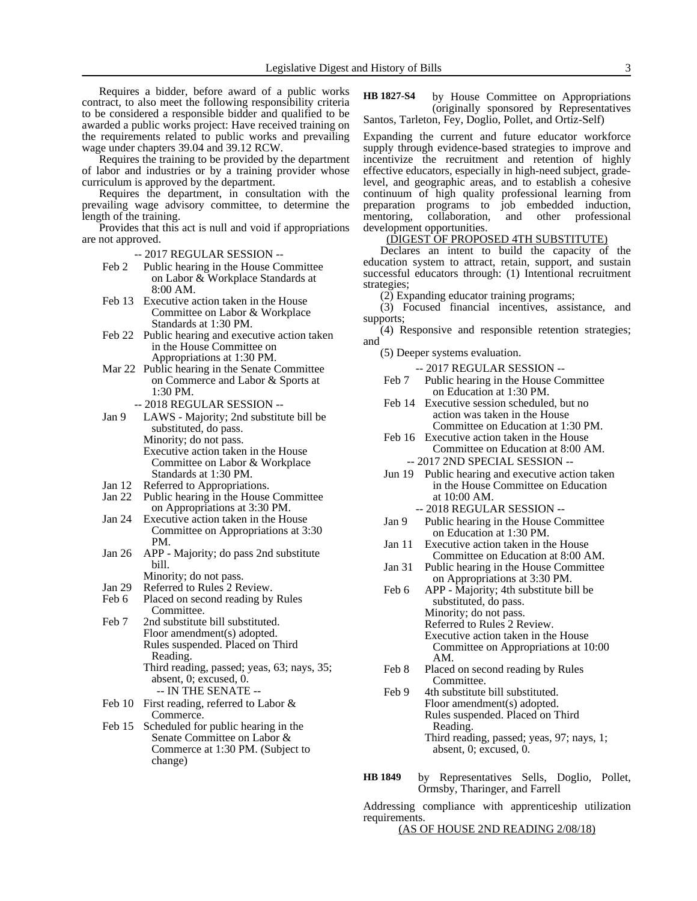Requires a bidder, before award of a public works contract, to also meet the following responsibility criteria to be considered a responsible bidder and qualified to be awarded a public works project: Have received training on the requirements related to public works and prevailing wage under chapters 39.04 and 39.12 RCW.

Requires the training to be provided by the department of labor and industries or by a training provider whose curriculum is approved by the department.

Requires the department, in consultation with the prevailing wage advisory committee, to determine the length of the training.

Provides that this act is null and void if appropriations are not approved.

-- 2017 REGULAR SESSION --

- Feb 2 Public hearing in the House Committee on Labor & Workplace Standards at 8:00 AM.
- Feb 13 Executive action taken in the House Committee on Labor & Workplace Standards at 1:30 PM.
- Feb 22 Public hearing and executive action taken in the House Committee on Appropriations at 1:30 PM.
- Mar 22 Public hearing in the Senate Committee on Commerce and Labor & Sports at 1:30 PM.

-- 2018 REGULAR SESSION --

- Jan 9 LAWS - Majority; 2nd substitute bill be substituted, do pass. Minority; do not pass. Executive action taken in the House Committee on Labor & Workplace Standards at 1:30 PM.
- Jan 12 Referred to Appropriations.
- Jan 22 Public hearing in the House Committee on Appropriations at 3:30 PM.
- Jan 24 Executive action taken in the House Committee on Appropriations at 3:30 PM.
- Jan 26 APP - Majority; do pass 2nd substitute bill. Minority; do not pass.
- Jan 29 Referred to Rules 2 Review.
- Feb 6 Placed on second reading by Rules Committee.
- Feb 7 2nd substitute bill substituted. Floor amendment(s) adopted. Rules suspended. Placed on Third Reading. Third reading, passed; yeas, 63; nays, 35; absent, 0; excused, 0.

-- IN THE SENATE --

- Feb 10 First reading, referred to Labor & Commerce.
- Feb 15 Scheduled for public hearing in the Senate Committee on Labor & Commerce at 1:30 PM. (Subject to change)

**HB 1827-S4** by House Committee on Appropriations (originally sponsored by Representatives Santos, Tarleton, Fey, Doglio, Pollet, and Ortiz-Self)

Expanding the current and future educator workforce supply through evidence-based strategies to improve and incentivize the recruitment and retention of highly effective educators, especially in high-need subject, grade-level, and geographic areas, and to establish a cohesive continuum of high quality professional learning from preparation programs to job embedded induction, mentoring, collaboration, and other professional development opportunities.

(DIGEST OF PROPOSED 4TH SUBSTITUTE)

Declares an intent to build the capacity of the education system to attract, retain, support, and sustain successful educators through: (1) Intentional recruitment strategies;

(2) Expanding educator training programs;

(3) Focused financial incentives, assistance, and supports;

(4) Responsive and responsible retention strategies; and

(5) Deeper systems evaluation.

-- 2017 REGULAR SESSION --

- Feb 7 Public hearing in the House Committee on Education at 1:30 PM.
- Feb 14 Executive session scheduled, but no action was taken in the House Committee on Education at 1:30 PM.
- Feb 16 Executive action taken in the House Committee on Education at 8:00 AM.

-- 2017 2ND SPECIAL SESSION --

- Jun 19 Public hearing and executive action taken in the House Committee on Education at 10:00 AM.

-- 2018 REGULAR SESSION --

- Jan 9 Public hearing in the House Committee on Education at 1:30 PM.
- Jan 11 Executive action taken in the House Committee on Education at 8:00 AM.
- Jan 31 Public hearing in the House Committee on Appropriations at 3:30 PM.
- Feb 6 APP - Majority; 4th substitute bill be substituted, do pass. Minority; do not pass. Referred to Rules 2 Review. Executive action taken in the House Committee on Appropriations at 10:00 AM.
- Feb 8 Placed on second reading by Rules Committee.
- Feb 9 4th substitute bill substituted. Floor amendment(s) adopted. Rules suspended. Placed on Third Reading. Third reading, passed; yeas, 97; nays, 1; absent, 0; excused, 0.

**HB 1849** by Representatives Sells, Doglio, Pollet, Ormsby, Tharinger, and Farrell

Addressing compliance with apprenticeship utilization requirements.

(AS OF HOUSE 2ND READING 2/08/18)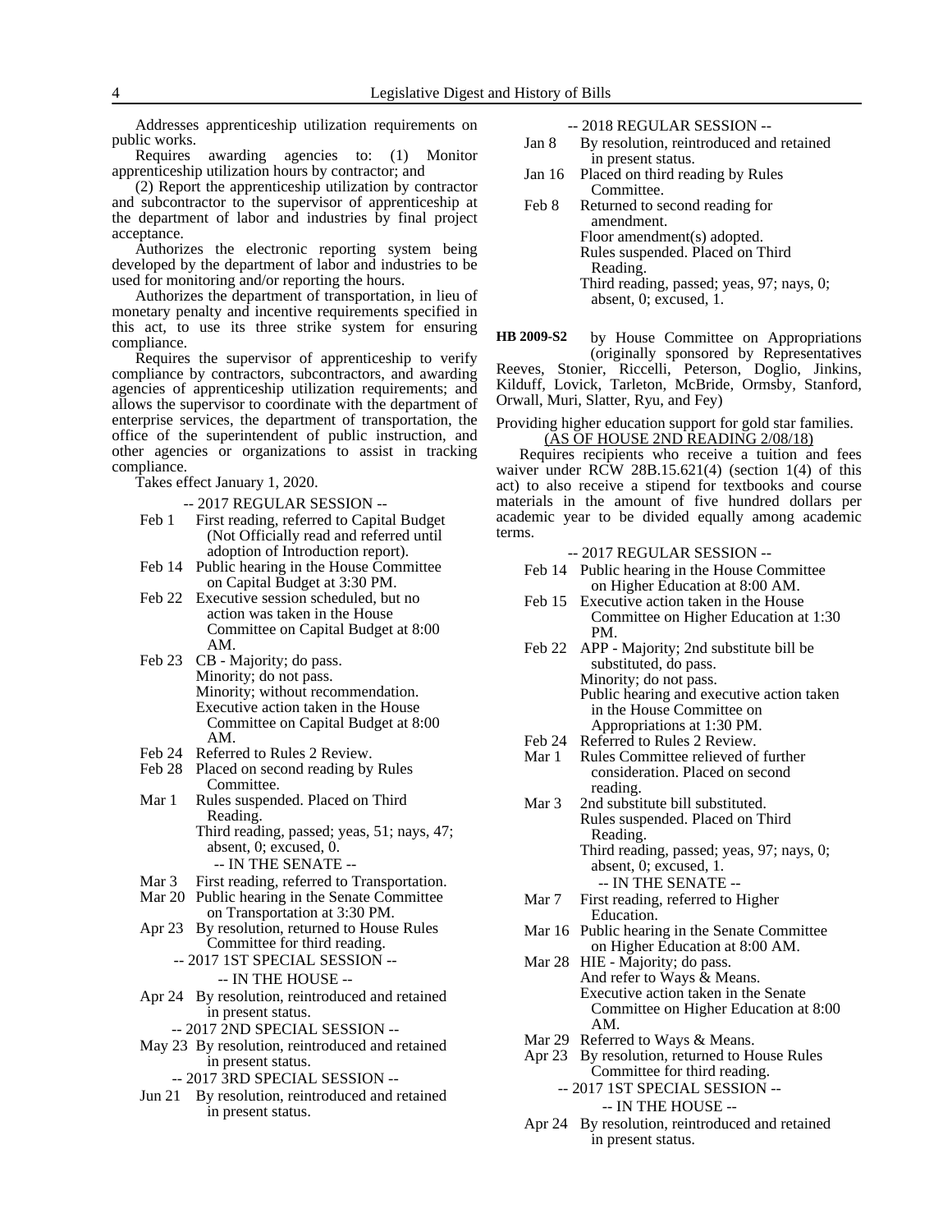Addresses apprenticeship utilization requirements on public works.

Requires awarding agencies to: (1) Monitor apprenticeship utilization hours by contractor; and

(2) Report the apprenticeship utilization by contractor and subcontractor to the supervisor of apprenticeship at the department of labor and industries by final project acceptance.

Authorizes the electronic reporting system being developed by the department of labor and industries to be used for monitoring and/or reporting the hours.

Authorizes the department of transportation, in lieu of monetary penalty and incentive requirements specified in this act, to use its three strike system for ensuring compliance.

Requires the supervisor of apprenticeship to verify compliance by contractors, subcontractors, and awarding agencies of apprenticeship utilization requirements; and allows the supervisor to coordinate with the department of enterprise services, the department of transportation, the office of the superintendent of public instruction, and other agencies or organizations to assist in tracking compliance.

Takes effect January 1, 2020.

-- 2017 REGULAR SESSION --

Feb 1 First reading, referred to Capital Budget (Not Officially read and referred until adoption of Introduction report).

Feb 14 Public hearing in the House Committee on Capital Budget at 3:30 PM.

Feb 22 Executive session scheduled, but no action was taken in the House Committee on Capital Budget at 8:00 AM.

Feb 23 CB - Majority; do pass.
Minority; do not pass.
Minority; without recommendation.
Executive action taken in the House Committee on Capital Budget at 8:00 AM.

Feb 24 Referred to Rules 2 Review.

Feb 28 Placed on second reading by Rules Committee.

Mar 1 Rules suspended. Placed on Third Reading.
Third reading, passed; yeas, 51; nays, 47; absent, 0; excused, 0.

-- IN THE SENATE --

Mar 3 First reading, referred to Transportation.

Mar 20 Public hearing in the Senate Committee on Transportation at 3:30 PM.

Apr 23 By resolution, returned to House Rules Committee for third reading.

-- 2017 1ST SPECIAL SESSION --

-- IN THE HOUSE --

Apr 24 By resolution, reintroduced and retained in present status.

-- 2017 2ND SPECIAL SESSION --

May 23 By resolution, reintroduced and retained in present status.

-- 2017 3RD SPECIAL SESSION --

Jun 21 By resolution, reintroduced and retained in present status.

-- 2018 REGULAR SESSION --

Jan 8 By resolution, reintroduced and retained in present status.

Jan 16 Placed on third reading by Rules Committee.

Feb 8 Returned to second reading for amendment.
Floor amendment(s) adopted.
Rules suspended. Placed on Third Reading.
Third reading, passed; yeas, 97; nays, 0; absent, 0; excused, 1.

**HB 2009-S2** by House Committee on Appropriations (originally sponsored by Representatives Reeves, Stonier, Riccelli, Peterson, Doglio, Jinkins, Kilduff, Lovick, Tarleton, McBride, Ormsby, Stanford, Orwall, Muri, Slatter, Ryu, and Fey)

Providing higher education support for gold star families.

(AS OF HOUSE 2ND READING 2/08/18)

Requires recipients who receive a tuition and fees waiver under RCW 28B.15.621(4) (section 1(4) of this act) to also receive a stipend for textbooks and course materials in the amount of five hundred dollars per academic year to be divided equally among academic terms.

-- 2017 REGULAR SESSION --

Feb 14 Public hearing in the House Committee on Higher Education at 8:00 AM.

Feb 15 Executive action taken in the House Committee on Higher Education at 1:30 PM.

Feb 22 APP - Majority; 2nd substitute bill be substituted, do pass.
Minority; do not pass.
Public hearing and executive action taken in the House Committee on Appropriations at 1:30 PM.

Feb 24 Referred to Rules 2 Review.

Mar 1 Rules Committee relieved of further consideration. Placed on second reading.

Mar 3 2nd substitute bill substituted.
Rules suspended. Placed on Third Reading.
Third reading, passed; yeas, 97; nays, 0; absent, 0; excused, 1.

-- IN THE SENATE --

Mar 7 First reading, referred to Higher Education.

Mar 16 Public hearing in the Senate Committee on Higher Education at 8:00 AM.

Mar 28 HIE - Majority; do pass.
And refer to Ways & Means.
Executive action taken in the Senate Committee on Higher Education at 8:00 AM.

Mar 29 Referred to Ways & Means.

Apr 23 By resolution, returned to House Rules Committee for third reading.

-- 2017 1ST SPECIAL SESSION --

-- IN THE HOUSE --

Apr 24 By resolution, reintroduced and retained in present status.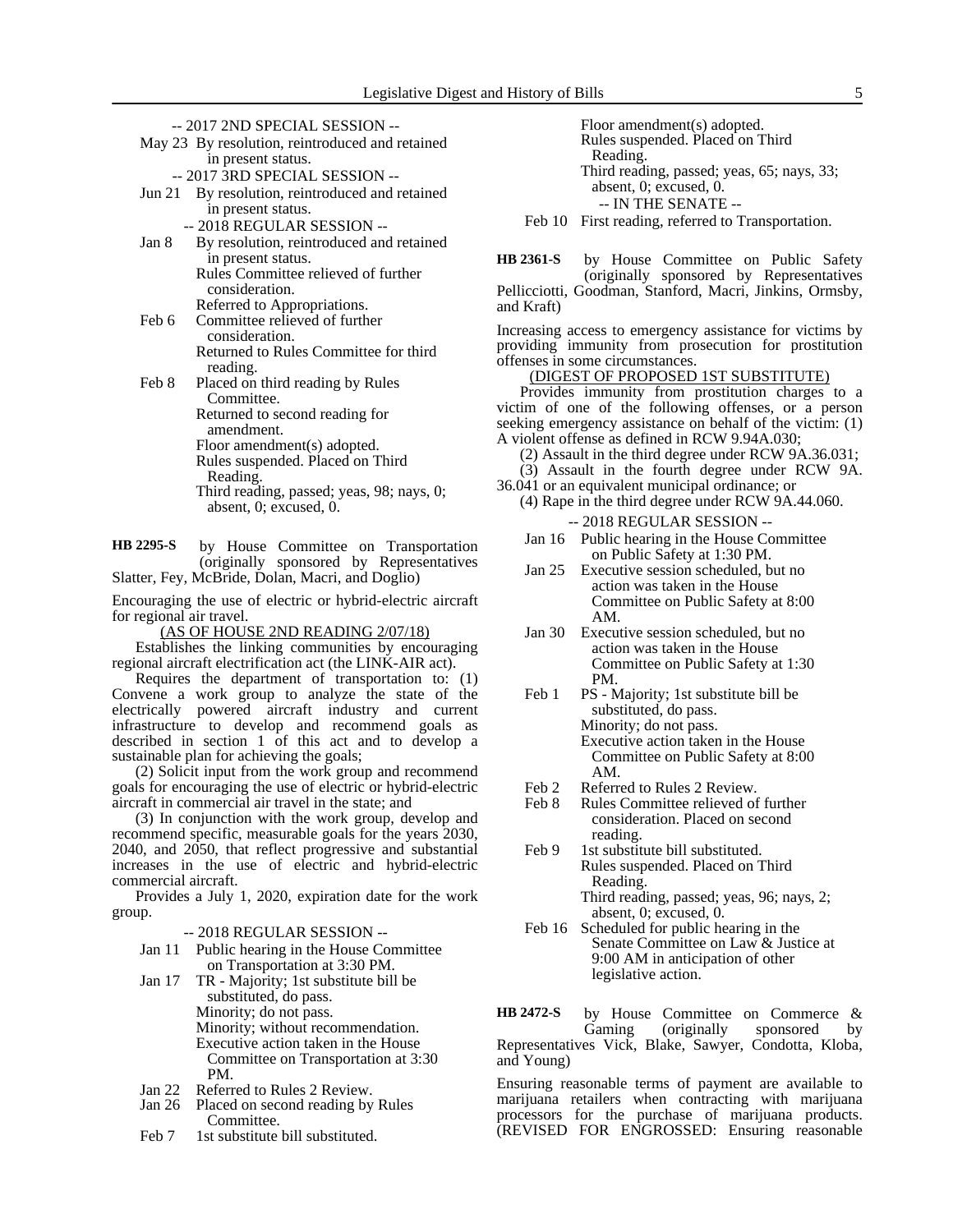-- 2017 2ND SPECIAL SESSION --

May 23 By resolution, reintroduced and retained in present status.

-- 2017 3RD SPECIAL SESSION --

Jun 21 By resolution, reintroduced and retained in present status.

-- 2018 REGULAR SESSION --

Jan 8 By resolution, reintroduced and retained in present status.
Rules Committee relieved of further consideration.
Referred to Appropriations.

Feb 6 Committee relieved of further consideration.
Returned to Rules Committee for third reading.

Feb 8 Placed on third reading by Rules Committee.
Returned to second reading for amendment.
Floor amendment(s) adopted.
Rules suspended. Placed on Third Reading.
Third reading, passed; yeas, 98; nays, 0; absent, 0; excused, 0.

**HB 2295-S** by House Committee on Transportation (originally sponsored by Representatives Slatter, Fey, McBride, Dolan, Macri, and Doglio)

Encouraging the use of electric or hybrid-electric aircraft for regional air travel.

(AS OF HOUSE 2ND READING 2/07/18)

Establishes the linking communities by encouraging regional aircraft electrification act (the LINK-AIR act).

Requires the department of transportation to: (1) Convene a work group to analyze the state of the electrically powered aircraft industry and current infrastructure to develop and recommend goals as described in section 1 of this act and to develop a sustainable plan for achieving the goals;

(2) Solicit input from the work group and recommend goals for encouraging the use of electric or hybrid-electric aircraft in commercial air travel in the state; and

(3) In conjunction with the work group, develop and recommend specific, measurable goals for the years 2030, 2040, and 2050, that reflect progressive and substantial increases in the use of electric and hybrid-electric commercial aircraft.

Provides a July 1, 2020, expiration date for the work group.

-- 2018 REGULAR SESSION --

Jan 11 Public hearing in the House Committee on Transportation at 3:30 PM.

Jan 17 TR - Majority; 1st substitute bill be substituted, do pass.
Minority; do not pass.
Minority; without recommendation.
Executive action taken in the House Committee on Transportation at 3:30 PM.

Jan 22 Referred to Rules 2 Review.

Jan 26 Placed on second reading by Rules Committee.

Feb 7 1st substitute bill substituted.
Floor amendment(s) adopted.
Rules suspended. Placed on Third Reading.
Third reading, passed; yeas, 65; nays, 33; absent, 0; excused, 0.

-- IN THE SENATE --

Feb 10 First reading, referred to Transportation.

**HB 2361-S** by House Committee on Public Safety (originally sponsored by Representatives Pellicciotti, Goodman, Stanford, Macri, Jinkins, Ormsby, and Kraft)

Increasing access to emergency assistance for victims by providing immunity from prosecution for prostitution offenses in some circumstances.

(DIGEST OF PROPOSED 1ST SUBSTITUTE)

Provides immunity from prostitution charges to a victim of one of the following offenses, or a person seeking emergency assistance on behalf of the victim: (1) A violent offense as defined in RCW 9.94A.030;

(2) Assault in the third degree under RCW 9A.36.031;

(3) Assault in the fourth degree under RCW 9A.36.041 or an equivalent municipal ordinance; or

(4) Rape in the third degree under RCW 9A.44.060.

-- 2018 REGULAR SESSION --

Jan 16 Public hearing in the House Committee on Public Safety at 1:30 PM.

Jan 25 Executive session scheduled, but no action was taken in the House Committee on Public Safety at 8:00 AM.

Jan 30 Executive session scheduled, but no action was taken in the House Committee on Public Safety at 1:30 PM.

Feb 1 PS - Majority; 1st substitute bill be substituted, do pass.
Minority; do not pass.
Executive action taken in the House Committee on Public Safety at 8:00 AM.

Feb 2 Referred to Rules 2 Review.

Feb 8 Rules Committee relieved of further consideration. Placed on second reading.

Feb 9 1st substitute bill substituted.
Rules suspended. Placed on Third Reading.
Third reading, passed; yeas, 96; nays, 2; absent, 0; excused, 0.

Feb 16 Scheduled for public hearing in the Senate Committee on Law & Justice at 9:00 AM in anticipation of other legislative action.

**HB 2472-S** by House Committee on Commerce & Gaming (originally sponsored by Representatives Vick, Blake, Sawyer, Condotta, Kloba, and Young)

Ensuring reasonable terms of payment are available to marijuana retailers when contracting with marijuana processors for the purchase of marijuana products. (REVISED FOR ENGROSSED: Ensuring reasonable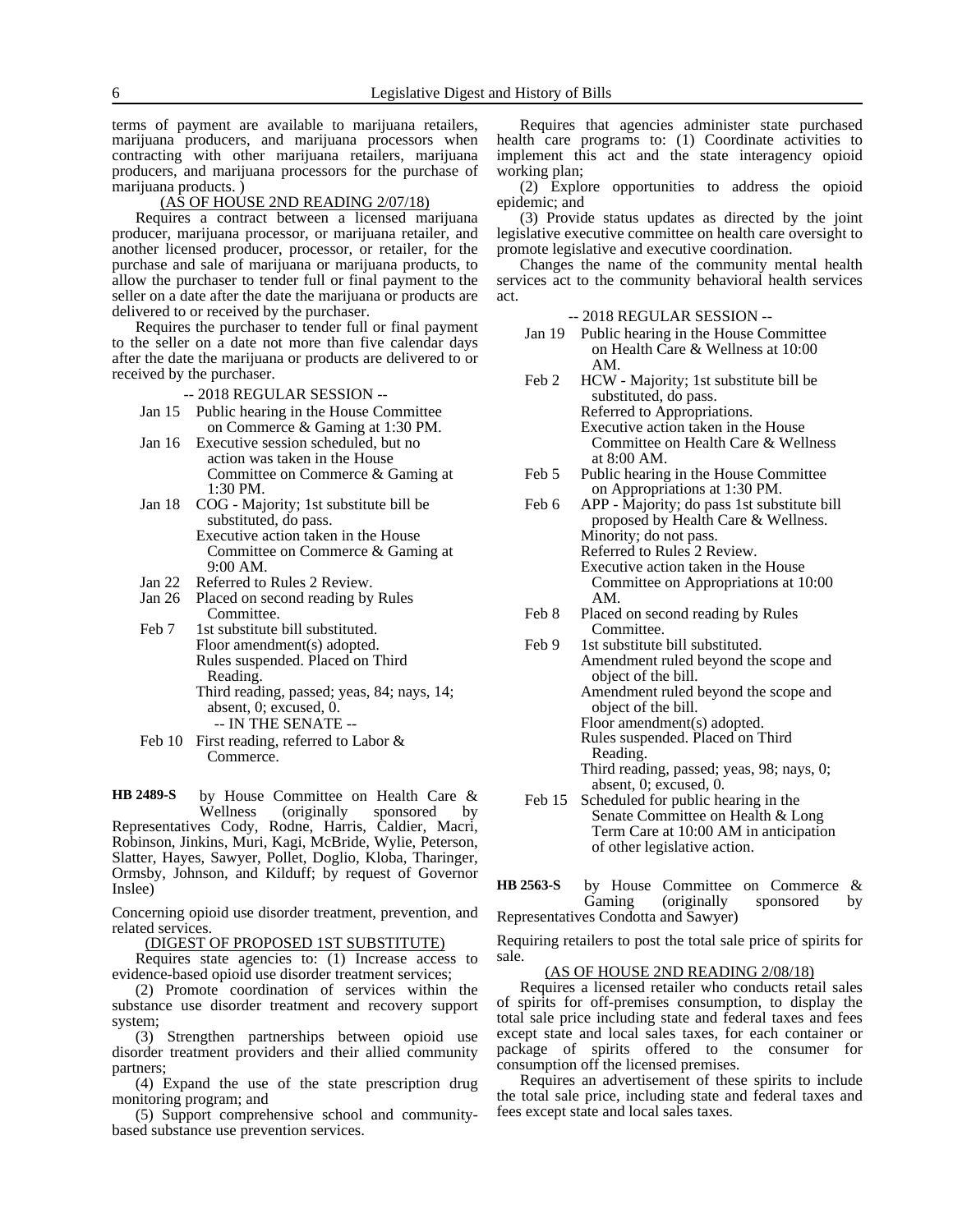terms of payment are available to marijuana retailers, marijuana producers, and marijuana processors when contracting with other marijuana retailers, marijuana producers, and marijuana processors for the purchase of marijuana products. )

(AS OF HOUSE 2ND READING 2/07/18)

Requires a contract between a licensed marijuana producer, marijuana processor, or marijuana retailer, and another licensed producer, processor, or retailer, for the purchase and sale of marijuana or marijuana products, to allow the purchaser to tender full or final payment to the seller on a date after the date the marijuana or products are delivered to or received by the purchaser.

Requires the purchaser to tender full or final payment to the seller on a date not more than five calendar days after the date the marijuana or products are delivered to or received by the purchaser.

-- 2018 REGULAR SESSION --

Jan 15 Public hearing in the House Committee on Commerce & Gaming at 1:30 PM.

Jan 16 Executive session scheduled, but no action was taken in the House Committee on Commerce & Gaming at 1:30 PM.

Jan 18 COG - Majority; 1st substitute bill be substituted, do pass.
Executive action taken in the House Committee on Commerce & Gaming at 9:00 AM.

Jan 22 Referred to Rules 2 Review.

Jan 26 Placed on second reading by Rules Committee.

Feb 7 1st substitute bill substituted.
Floor amendment(s) adopted.
Rules suspended. Placed on Third Reading.
Third reading, passed; yeas, 84; nays, 14; absent, 0; excused, 0.

-- IN THE SENATE --

Feb 10 First reading, referred to Labor & Commerce.

**HB 2489-S** by House Committee on Health Care & Wellness (originally sponsored by Representatives Cody, Rodne, Harris, Caldier, Macri, Robinson, Jinkins, Muri, Kagi, McBride, Wylie, Peterson, Slatter, Hayes, Sawyer, Pollet, Doglio, Kloba, Tharinger, Ormsby, Johnson, and Kilduff; by request of Governor Inslee)

Concerning opioid use disorder treatment, prevention, and related services.

(DIGEST OF PROPOSED 1ST SUBSTITUTE)

Requires state agencies to: (1) Increase access to evidence-based opioid use disorder treatment services;

(2) Promote coordination of services within the substance use disorder treatment and recovery support system;

(3) Strengthen partnerships between opioid use disorder treatment providers and their allied community partners;

(4) Expand the use of the state prescription drug monitoring program; and

(5) Support comprehensive school and community-based substance use prevention services.

Requires that agencies administer state purchased health care programs to: (1) Coordinate activities to implement this act and the state interagency opioid working plan;

(2) Explore opportunities to address the opioid epidemic; and

(3) Provide status updates as directed by the joint legislative executive committee on health care oversight to promote legislative and executive coordination.

Changes the name of the community mental health services act to the community behavioral health services act.

-- 2018 REGULAR SESSION --

Jan 19 Public hearing in the House Committee on Health Care & Wellness at 10:00 AM.

Feb 2 HCW - Majority; 1st substitute bill be substituted, do pass.
Referred to Appropriations.
Executive action taken in the House Committee on Health Care & Wellness at 8:00 AM.

Feb 5 Public hearing in the House Committee on Appropriations at 1:30 PM.

Feb 6 APP - Majority; do pass 1st substitute bill proposed by Health Care & Wellness.
Minority; do not pass.
Referred to Rules 2 Review.
Executive action taken in the House Committee on Appropriations at 10:00 AM.

Feb 8 Placed on second reading by Rules Committee.

Feb 9 1st substitute bill substituted.
Amendment ruled beyond the scope and object of the bill.
Amendment ruled beyond the scope and object of the bill.
Floor amendment(s) adopted.
Rules suspended. Placed on Third Reading.
Third reading, passed; yeas, 98; nays, 0; absent, 0; excused, 0.

Feb 15 Scheduled for public hearing in the Senate Committee on Health & Long Term Care at 10:00 AM in anticipation of other legislative action.

**HB 2563-S** by House Committee on Commerce & Gaming (originally sponsored by Representatives Condotta and Sawyer)

Requiring retailers to post the total sale price of spirits for sale.

(AS OF HOUSE 2ND READING 2/08/18)

Requires a licensed retailer who conducts retail sales of spirits for off-premises consumption, to display the total sale price including state and federal taxes and fees except state and local sales taxes, for each container or package of spirits offered to the consumer for consumption off the licensed premises.

Requires an advertisement of these spirits to include the total sale price, including state and federal taxes and fees except state and local sales taxes.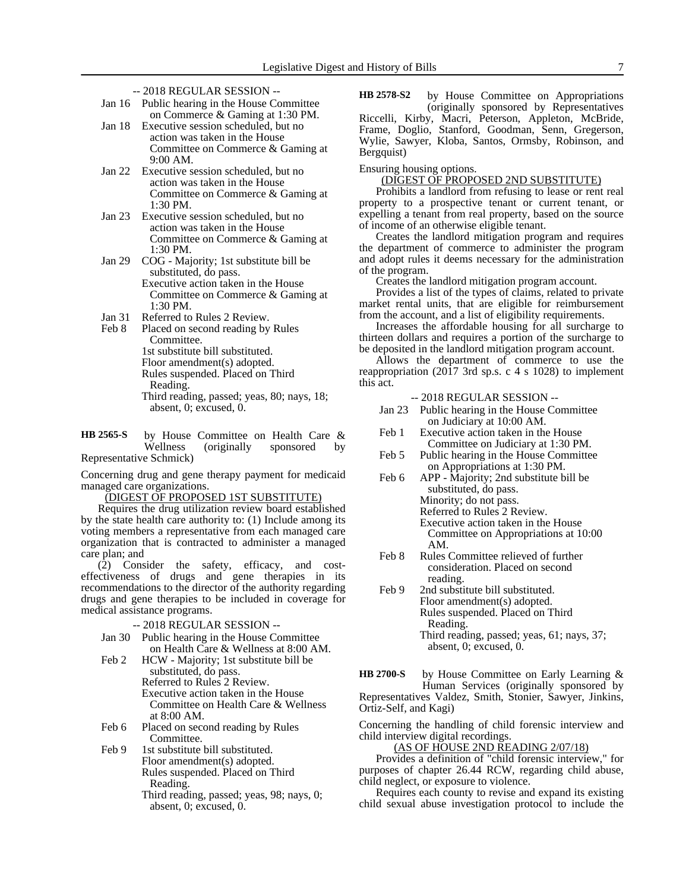-- 2018 REGULAR SESSION --

Jan 16 Public hearing in the House Committee on Commerce & Gaming at 1:30 PM.

Jan 18 Executive session scheduled, but no action was taken in the House Committee on Commerce & Gaming at 9:00 AM.

Jan 22 Executive session scheduled, but no action was taken in the House Committee on Commerce & Gaming at 1:30 PM.

Jan 23 Executive session scheduled, but no action was taken in the House Committee on Commerce & Gaming at 1:30 PM.

Jan 29 COG - Majority; 1st substitute bill be substituted, do pass.
Executive action taken in the House Committee on Commerce & Gaming at 1:30 PM.

Jan 31 Referred to Rules 2 Review.

Feb 8 Placed on second reading by Rules Committee.
1st substitute bill substituted.
Floor amendment(s) adopted.
Rules suspended. Placed on Third Reading.
Third reading, passed; yeas, 80; nays, 18; absent, 0; excused, 0.

**HB 2565-S** by House Committee on Health Care & Wellness (originally sponsored by Representative Schmick)

Concerning drug and gene therapy payment for medicaid managed care organizations.

(DIGEST OF PROPOSED 1ST SUBSTITUTE)

Requires the drug utilization review board established by the state health care authority to: (1) Include among its voting members a representative from each managed care organization that is contracted to administer a managed care plan; and

(2) Consider the safety, efficacy, and cost-effectiveness of drugs and gene therapies in its recommendations to the director of the authority regarding drugs and gene therapies to be included in coverage for medical assistance programs.

-- 2018 REGULAR SESSION --

Jan 30 Public hearing in the House Committee on Health Care & Wellness at 8:00 AM.

Feb 2 HCW - Majority; 1st substitute bill be substituted, do pass.
Referred to Rules 2 Review.
Executive action taken in the House Committee on Health Care & Wellness at 8:00 AM.

Feb 6 Placed on second reading by Rules Committee.

Feb 9 1st substitute bill substituted.
Floor amendment(s) adopted.
Rules suspended. Placed on Third Reading.
Third reading, passed; yeas, 98; nays, 0; absent, 0; excused, 0.

**HB 2578-S2** by House Committee on Appropriations (originally sponsored by Representatives Riccelli, Kirby, Macri, Peterson, Appleton, McBride, Frame, Doglio, Stanford, Goodman, Senn, Gregerson, Wylie, Sawyer, Kloba, Santos, Ormsby, Robinson, and Bergquist)

Ensuring housing options.

(DIGEST OF PROPOSED 2ND SUBSTITUTE)

Prohibits a landlord from refusing to lease or rent real property to a prospective tenant or current tenant, or expelling a tenant from real property, based on the source of income of an otherwise eligible tenant.

Creates the landlord mitigation program and requires the department of commerce to administer the program and adopt rules it deems necessary for the administration of the program.

Creates the landlord mitigation program account.

Provides a list of the types of claims, related to private market rental units, that are eligible for reimbursement from the account, and a list of eligibility requirements.

Increases the affordable housing for all surcharge to thirteen dollars and requires a portion of the surcharge to be deposited in the landlord mitigation program account.

Allows the department of commerce to use the reappropriation (2017 3rd sp.s. c 4 s 1028) to implement this act.

-- 2018 REGULAR SESSION --

Jan 23 Public hearing in the House Committee on Judiciary at 10:00 AM.

Feb 1 Executive action taken in the House Committee on Judiciary at 1:30 PM.

Feb 5 Public hearing in the House Committee on Appropriations at 1:30 PM.

Feb 6 APP - Majority; 2nd substitute bill be substituted, do pass.
Minority; do not pass.
Referred to Rules 2 Review.
Executive action taken in the House Committee on Appropriations at 10:00 AM.

Feb 8 Rules Committee relieved of further consideration. Placed on second reading.

Feb 9 2nd substitute bill substituted.
Floor amendment(s) adopted.
Rules suspended. Placed on Third Reading.
Third reading, passed; yeas, 61; nays, 37; absent, 0; excused, 0.

**HB 2700-S** by House Committee on Early Learning & Human Services (originally sponsored by Representatives Valdez, Smith, Stonier, Sawyer, Jinkins, Ortiz-Self, and Kagi)

Concerning the handling of child forensic interview and child interview digital recordings.

(AS OF HOUSE 2ND READING 2/07/18)

Provides a definition of "child forensic interview," for purposes of chapter 26.44 RCW, regarding child abuse, child neglect, or exposure to violence.

Requires each county to revise and expand its existing child sexual abuse investigation protocol to include the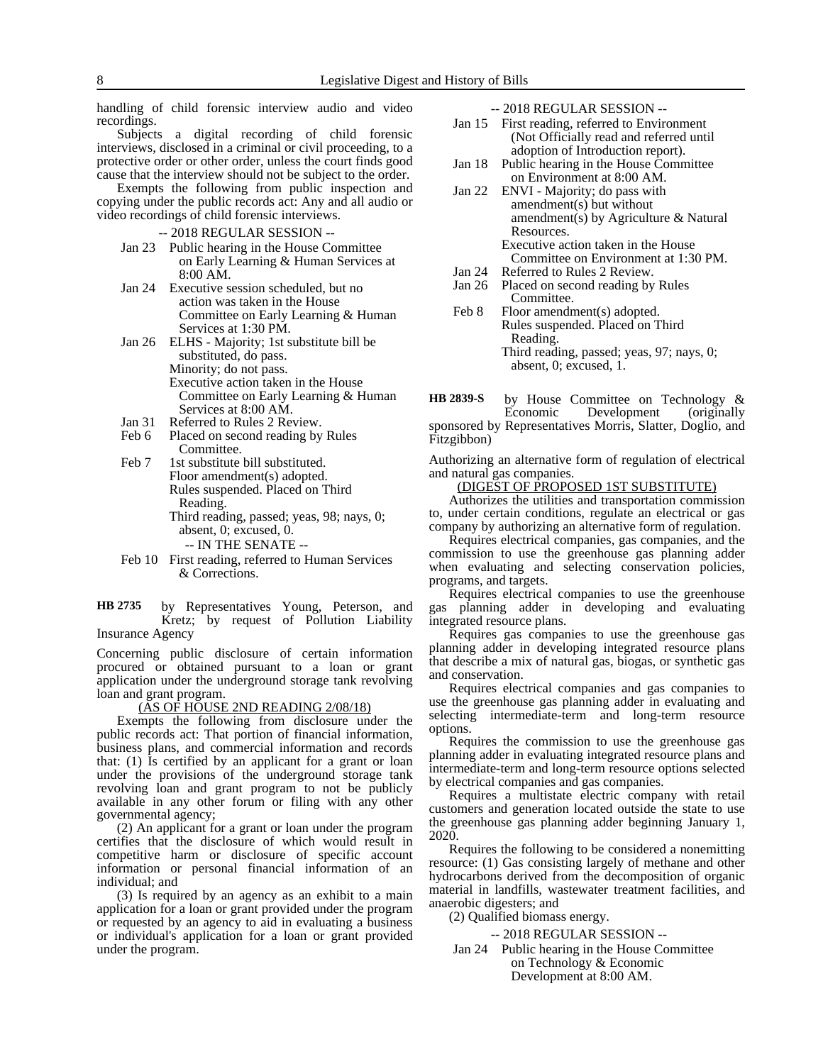handling of child forensic interview audio and video recordings.

Subjects a digital recording of child forensic interviews, disclosed in a criminal or civil proceeding, to a protective order or other order, unless the court finds good cause that the interview should not be subject to the order.

Exempts the following from public inspection and copying under the public records act: Any and all audio or video recordings of child forensic interviews.

-- 2018 REGULAR SESSION --

Jan 23 Public hearing in the House Committee on Early Learning & Human Services at 8:00 AM.

Jan 24 Executive session scheduled, but no action was taken in the House Committee on Early Learning & Human Services at 1:30 PM.

Jan 26 ELHS - Majority; 1st substitute bill be substituted, do pass.
Minority; do not pass.
Executive action taken in the House Committee on Early Learning & Human Services at 8:00 AM.

Jan 31 Referred to Rules 2 Review.

Feb 6 Placed on second reading by Rules Committee.

Feb 7 1st substitute bill substituted.
Floor amendment(s) adopted.
Rules suspended. Placed on Third Reading.
Third reading, passed; yeas, 98; nays, 0; absent, 0; excused, 0.

-- IN THE SENATE --

Feb 10 First reading, referred to Human Services & Corrections.

**HB 2735** by Representatives Young, Peterson, and Kretz; by request of Pollution Liability Insurance Agency

Concerning public disclosure of certain information procured or obtained pursuant to a loan or grant application under the underground storage tank revolving loan and grant program.

(AS OF HOUSE 2ND READING 2/08/18)

Exempts the following from disclosure under the public records act: That portion of financial information, business plans, and commercial information and records that: (1) Is certified by an applicant for a grant or loan under the provisions of the underground storage tank revolving loan and grant program to not be publicly available in any other forum or filing with any other governmental agency;

(2) An applicant for a grant or loan under the program certifies that the disclosure of which would result in competitive harm or disclosure of specific account information or personal financial information of an individual; and

(3) Is required by an agency as an exhibit to a main application for a loan or grant provided under the program or requested by an agency to aid in evaluating a business or individual's application for a loan or grant provided under the program.

-- 2018 REGULAR SESSION --

Jan 15 First reading, referred to Environment (Not Officially read and referred until adoption of Introduction report).

Jan 18 Public hearing in the House Committee on Environment at 8:00 AM.

Jan 22 ENVI - Majority; do pass with amendment(s) but without amendment(s) by Agriculture & Natural Resources.
Executive action taken in the House Committee on Environment at 1:30 PM.

Jan 24 Referred to Rules 2 Review.

Jan 26 Placed on second reading by Rules Committee.

Feb 8 Floor amendment(s) adopted.
Rules suspended. Placed on Third Reading.
Third reading, passed; yeas, 97; nays, 0; absent, 0; excused, 1.

**HB 2839-S** by House Committee on Technology & Economic Development (originally sponsored by Representatives Morris, Slatter, Doglio, and Fitzgibbon)

Authorizing an alternative form of regulation of electrical and natural gas companies.

(DIGEST OF PROPOSED 1ST SUBSTITUTE)

Authorizes the utilities and transportation commission to, under certain conditions, regulate an electrical or gas company by authorizing an alternative form of regulation.

Requires electrical companies, gas companies, and the commission to use the greenhouse gas planning adder when evaluating and selecting conservation policies, programs, and targets.

Requires electrical companies to use the greenhouse gas planning adder in developing and evaluating integrated resource plans.

Requires gas companies to use the greenhouse gas planning adder in developing integrated resource plans that describe a mix of natural gas, biogas, or synthetic gas and conservation.

Requires electrical companies and gas companies to use the greenhouse gas planning adder in evaluating and selecting intermediate-term and long-term resource options.

Requires the commission to use the greenhouse gas planning adder in evaluating integrated resource plans and intermediate-term and long-term resource options selected by electrical companies and gas companies.

Requires a multistate electric company with retail customers and generation located outside the state to use the greenhouse gas planning adder beginning January 1, 2020.

Requires the following to be considered a nonemitting resource: (1) Gas consisting largely of methane and other hydrocarbons derived from the decomposition of organic material in landfills, wastewater treatment facilities, and anaerobic digesters; and

(2) Qualified biomass energy.

-- 2018 REGULAR SESSION --

Jan 24 Public hearing in the House Committee on Technology & Economic Development at 8:00 AM.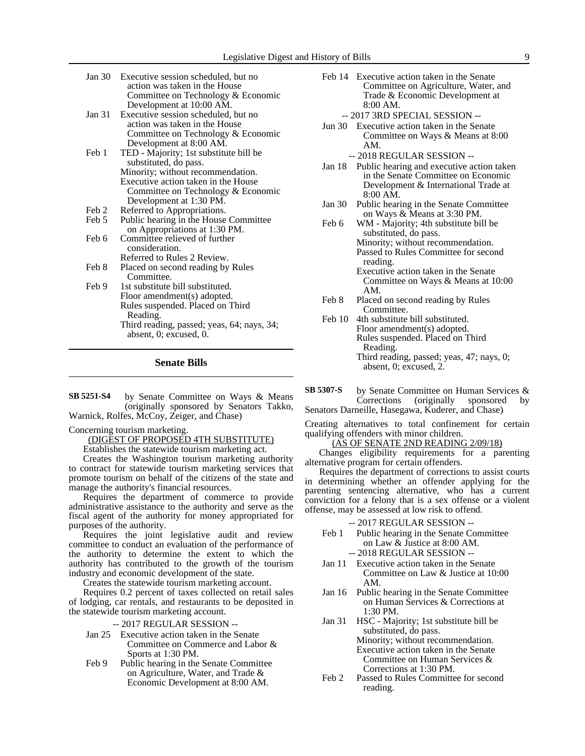Jan 30 Executive session scheduled, but no action was taken in the House Committee on Technology & Economic Development at 10:00 AM.

Jan 31 Executive session scheduled, but no action was taken in the House Committee on Technology & Economic Development at 8:00 AM.

Feb 1 TED - Majority; 1st substitute bill be substituted, do pass.
Minority; without recommendation.
Executive action taken in the House Committee on Technology & Economic Development at 1:30 PM.

Feb 2 Referred to Appropriations.

Feb 5 Public hearing in the House Committee on Appropriations at 1:30 PM.

Feb 6 Committee relieved of further consideration.
Referred to Rules 2 Review.

Feb 8 Placed on second reading by Rules Committee.

Feb 9 1st substitute bill substituted.
Floor amendment(s) adopted.
Rules suspended. Placed on Third Reading.
Third reading, passed; yeas, 64; nays, 34; absent, 0; excused, 0.

## Senate Bills

**SB 5251-S4** by Senate Committee on Ways & Means (originally sponsored by Senators Takko, Warnick, Rolfes, McCoy, Zeiger, and Chase)

Concerning tourism marketing.

(DIGEST OF PROPOSED 4TH SUBSTITUTE)

Establishes the statewide tourism marketing act.

Creates the Washington tourism marketing authority to contract for statewide tourism marketing services that promote tourism on behalf of the citizens of the state and manage the authority's financial resources.

Requires the department of commerce to provide administrative assistance to the authority and serve as the fiscal agent of the authority for money appropriated for purposes of the authority.

Requires the joint legislative audit and review committee to conduct an evaluation of the performance of the authority to determine the extent to which the authority has contributed to the growth of the tourism industry and economic development of the state.

Creates the statewide tourism marketing account.

Requires 0.2 percent of taxes collected on retail sales of lodging, car rentals, and restaurants to be deposited in the statewide tourism marketing account.

-- 2017 REGULAR SESSION --

Jan 25 Executive action taken in the Senate Committee on Commerce and Labor & Sports at 1:30 PM.

Feb 9 Public hearing in the Senate Committee on Agriculture, Water, and Trade & Economic Development at 8:00 AM.

Feb 14 Executive action taken in the Senate Committee on Agriculture, Water, and Trade & Economic Development at 8:00 AM.

-- 2017 3RD SPECIAL SESSION --

Jun 30 Executive action taken in the Senate Committee on Ways & Means at 8:00 AM.

-- 2018 REGULAR SESSION --

Jan 18 Public hearing and executive action taken in the Senate Committee on Economic Development & International Trade at 8:00 AM.

Jan 30 Public hearing in the Senate Committee on Ways & Means at 3:30 PM.

Feb 6 WM - Majority; 4th substitute bill be substituted, do pass.
Minority; without recommendation.
Passed to Rules Committee for second reading.
Executive action taken in the Senate Committee on Ways & Means at 10:00 AM.

Feb 8 Placed on second reading by Rules Committee.

Feb 10 4th substitute bill substituted.
Floor amendment(s) adopted.
Rules suspended. Placed on Third Reading.
Third reading, passed; yeas, 47; nays, 0; absent, 0; excused, 2.

**SB 5307-S** by Senate Committee on Human Services & Corrections (originally sponsored by Senators Darneille, Hasegawa, Kuderer, and Chase)

Creating alternatives to total confinement for certain qualifying offenders with minor children.

(AS OF SENATE 2ND READING 2/09/18)

Changes eligibility requirements for a parenting alternative program for certain offenders.

Requires the department of corrections to assist courts in determining whether an offender applying for the parenting sentencing alternative, who has a current conviction for a felony that is a sex offense or a violent offense, may be assessed at low risk to offend.

-- 2017 REGULAR SESSION --

Feb 1 Public hearing in the Senate Committee on Law & Justice at 8:00 AM.

-- 2018 REGULAR SESSION --

Jan 11 Executive action taken in the Senate Committee on Law & Justice at 10:00 AM.

Jan 16 Public hearing in the Senate Committee on Human Services & Corrections at 1:30 PM.

Jan 31 HSC - Majority; 1st substitute bill be substituted, do pass.
Minority; without recommendation.
Executive action taken in the Senate Committee on Human Services & Corrections at 1:30 PM.

Feb 2 Passed to Rules Committee for second reading.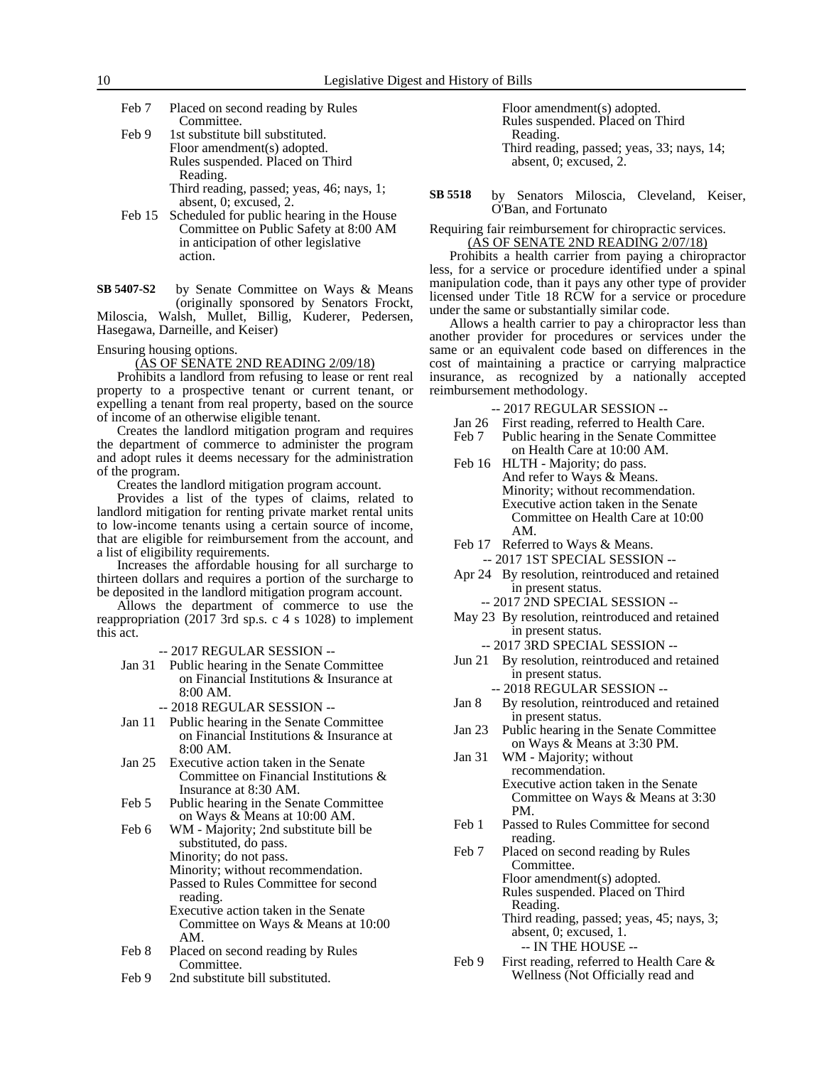Feb 7 Placed on second reading by Rules Committee.

Feb 9 1st substitute bill substituted.
Floor amendment(s) adopted.
Rules suspended. Placed on Third Reading.
Third reading, passed; yeas, 46; nays, 1; absent, 0; excused, 2.

Feb 15 Scheduled for public hearing in the House Committee on Public Safety at 8:00 AM in anticipation of other legislative action.

**SB 5407-S2** by Senate Committee on Ways & Means (originally sponsored by Senators Frockt, Miloscia, Walsh, Mullet, Billig, Kuderer, Pedersen, Hasegawa, Darneille, and Keiser)

Ensuring housing options.

(AS OF SENATE 2ND READING 2/09/18)

Prohibits a landlord from refusing to lease or rent real property to a prospective tenant or current tenant, or expelling a tenant from real property, based on the source of income of an otherwise eligible tenant.

Creates the landlord mitigation program and requires the department of commerce to administer the program and adopt rules it deems necessary for the administration of the program.

Creates the landlord mitigation program account.

Provides a list of the types of claims, related to landlord mitigation for renting private market rental units to low-income tenants using a certain source of income, that are eligible for reimbursement from the account, and a list of eligibility requirements.

Increases the affordable housing for all surcharge to thirteen dollars and requires a portion of the surcharge to be deposited in the landlord mitigation program account.

Allows the department of commerce to use the reappropriation (2017 3rd sp.s. c 4 s 1028) to implement this act.

-- 2017 REGULAR SESSION --

Jan 31 Public hearing in the Senate Committee on Financial Institutions & Insurance at 8:00 AM.

-- 2018 REGULAR SESSION --

Jan 11 Public hearing in the Senate Committee on Financial Institutions & Insurance at 8:00 AM.

Jan 25 Executive action taken in the Senate Committee on Financial Institutions & Insurance at 8:30 AM.

Feb 5 Public hearing in the Senate Committee on Ways & Means at 10:00 AM.

Feb 6 WM - Majority; 2nd substitute bill be substituted, do pass.
Minority; do not pass.
Minority; without recommendation.
Passed to Rules Committee for second reading.
Executive action taken in the Senate Committee on Ways & Means at 10:00 AM.

Feb 8 Placed on second reading by Rules Committee.

Feb 9 2nd substitute bill substituted.
Floor amendment(s) adopted.
Rules suspended. Placed on Third Reading.
Third reading, passed; yeas, 33; nays, 14; absent, 0; excused, 2.

**SB 5518** by Senators Miloscia, Cleveland, Keiser, O'Ban, and Fortunato

Requiring fair reimbursement for chiropractic services.

(AS OF SENATE 2ND READING 2/07/18)

Prohibits a health carrier from paying a chiropractor less, for a service or procedure identified under a spinal manipulation code, than it pays any other type of provider licensed under Title 18 RCW for a service or procedure under the same or substantially similar code.

Allows a health carrier to pay a chiropractor less than another provider for procedures or services under the same or an equivalent code based on differences in the cost of maintaining a practice or carrying malpractice insurance, as recognized by a nationally accepted reimbursement methodology.

-- 2017 REGULAR SESSION --

Jan 26 First reading, referred to Health Care.

Feb 7 Public hearing in the Senate Committee on Health Care at 10:00 AM.

Feb 16 HLTH - Majority; do pass.
And refer to Ways & Means.
Minority; without recommendation.
Executive action taken in the Senate Committee on Health Care at 10:00 AM.

Feb 17 Referred to Ways & Means.

-- 2017 1ST SPECIAL SESSION --

Apr 24 By resolution, reintroduced and retained in present status.

-- 2017 2ND SPECIAL SESSION --

May 23 By resolution, reintroduced and retained in present status.

-- 2017 3RD SPECIAL SESSION --

Jun 21 By resolution, reintroduced and retained in present status.

-- 2018 REGULAR SESSION --

Jan 8 By resolution, reintroduced and retained in present status.

Jan 23 Public hearing in the Senate Committee on Ways & Means at 3:30 PM.

Jan 31 WM - Majority; without recommendation.
Executive action taken in the Senate Committee on Ways & Means at 3:30 PM.

Feb 1 Passed to Rules Committee for second reading.

Feb 7 Placed on second reading by Rules Committee.
Floor amendment(s) adopted.
Rules suspended. Placed on Third Reading.
Third reading, passed; yeas, 45; nays, 3; absent, 0; excused, 1.

-- IN THE HOUSE --

Feb 9 First reading, referred to Health Care & Wellness (Not Officially read and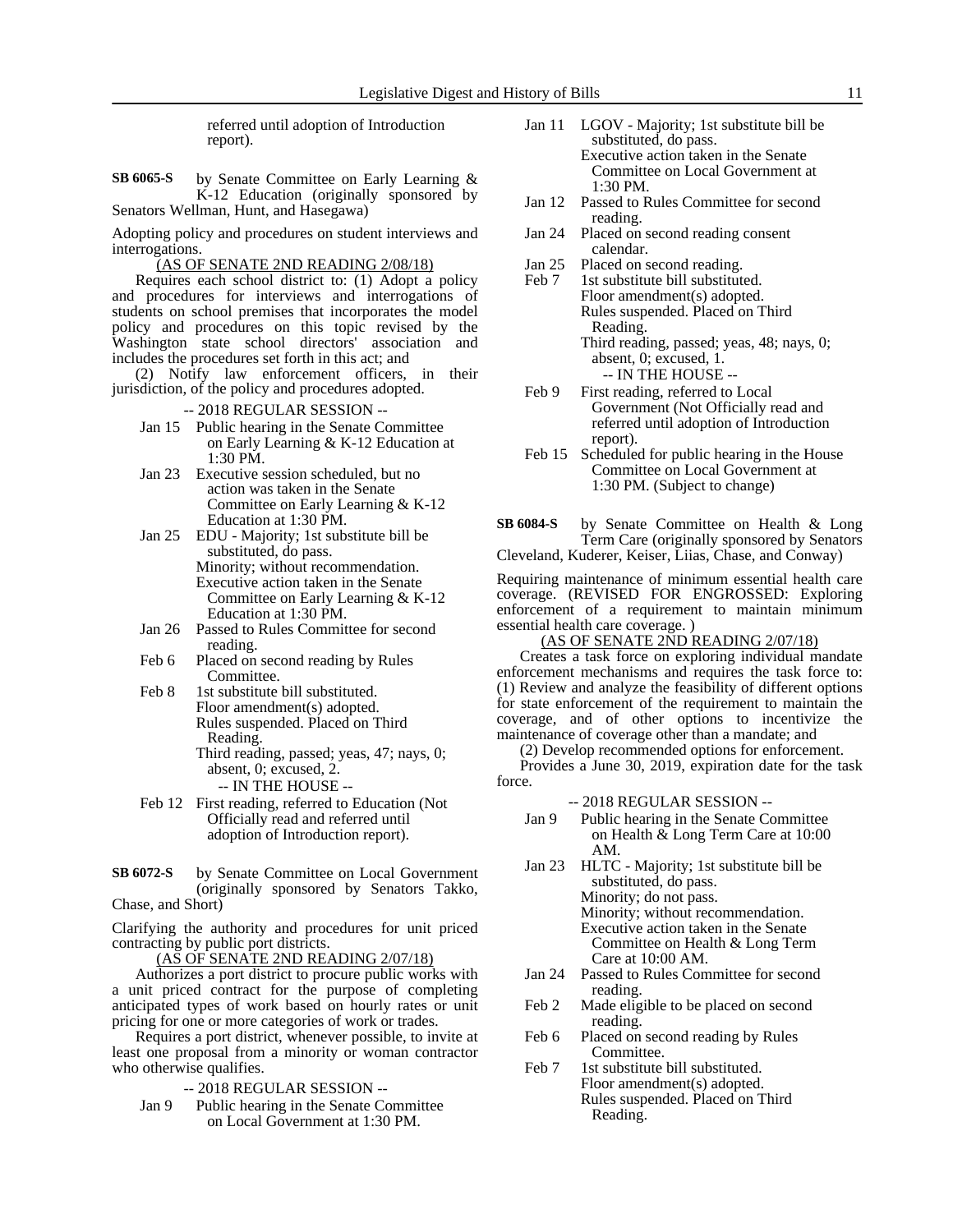referred until adoption of Introduction report).

**SB 6065-S** by Senate Committee on Early Learning & K-12 Education (originally sponsored by Senators Wellman, Hunt, and Hasegawa)

Adopting policy and procedures on student interviews and interrogations.

(AS OF SENATE 2ND READING 2/08/18)

Requires each school district to: (1) Adopt a policy and procedures for interviews and interrogations of students on school premises that incorporates the model policy and procedures on this topic revised by the Washington state school directors' association and includes the procedures set forth in this act; and

(2) Notify law enforcement officers, in their jurisdiction, of the policy and procedures adopted.

-- 2018 REGULAR SESSION --

- Jan 15 Public hearing in the Senate Committee on Early Learning & K-12 Education at 1:30 PM.
- Jan 23 Executive session scheduled, but no action was taken in the Senate Committee on Early Learning & K-12 Education at 1:30 PM.
- Jan 25 EDU - Majority; 1st substitute bill be substituted, do pass. Minority; without recommendation. Executive action taken in the Senate Committee on Early Learning & K-12 Education at 1:30 PM.
- Jan 26 Passed to Rules Committee for second reading.
- Feb 6 Placed on second reading by Rules Committee.
- Feb 8 1st substitute bill substituted. Floor amendment(s) adopted. Rules suspended. Placed on Third Reading. Third reading, passed; yeas, 47; nays, 0; absent, 0; excused, 2.

-- IN THE HOUSE --

- Feb 12 First reading, referred to Education (Not Officially read and referred until adoption of Introduction report).

**SB 6072-S** by Senate Committee on Local Government (originally sponsored by Senators Takko, Chase, and Short)

Clarifying the authority and procedures for unit priced contracting by public port districts.

(AS OF SENATE 2ND READING 2/07/18)

Authorizes a port district to procure public works with a unit priced contract for the purpose of completing anticipated types of work based on hourly rates or unit pricing for one or more categories of work or trades.

Requires a port district, whenever possible, to invite at least one proposal from a minority or woman contractor who otherwise qualifies.

-- 2018 REGULAR SESSION --

- Jan 9 Public hearing in the Senate Committee on Local Government at 1:30 PM.
- Jan 11 LGOV - Majority; 1st substitute bill be substituted, do pass. Executive action taken in the Senate Committee on Local Government at 1:30 PM.
- Jan 12 Passed to Rules Committee for second reading.
- Jan 24 Placed on second reading consent calendar.
- Jan 25 Placed on second reading.
- Feb 7 1st substitute bill substituted. Floor amendment(s) adopted. Rules suspended. Placed on Third Reading. Third reading, passed; yeas, 48; nays, 0; absent, 0; excused, 1.

-- IN THE HOUSE --

- Feb 9 First reading, referred to Local Government (Not Officially read and referred until adoption of Introduction report).
- Feb 15 Scheduled for public hearing in the House Committee on Local Government at 1:30 PM. (Subject to change)

**SB 6084-S** by Senate Committee on Health & Long Term Care (originally sponsored by Senators Cleveland, Kuderer, Keiser, Liias, Chase, and Conway)

Requiring maintenance of minimum essential health care coverage. (REVISED FOR ENGROSSED: Exploring enforcement of a requirement to maintain minimum essential health care coverage. )

(AS OF SENATE 2ND READING 2/07/18)

Creates a task force on exploring individual mandate enforcement mechanisms and requires the task force to: (1) Review and analyze the feasibility of different options for state enforcement of the requirement to maintain the coverage, and of other options to incentivize the maintenance of coverage other than a mandate; and

(2) Develop recommended options for enforcement.

Provides a June 30, 2019, expiration date for the task force.

-- 2018 REGULAR SESSION --

- Jan 9 Public hearing in the Senate Committee on Health & Long Term Care at 10:00 AM.
- Jan 23 HLTC - Majority; 1st substitute bill be substituted, do pass. Minority; do not pass. Minority; without recommendation. Executive action taken in the Senate Committee on Health & Long Term Care at 10:00 AM.
- Jan 24 Passed to Rules Committee for second reading.
- Feb 2 Made eligible to be placed on second reading.
- Feb 6 Placed on second reading by Rules Committee.
- Feb 7 1st substitute bill substituted. Floor amendment(s) adopted. Rules suspended. Placed on Third Reading.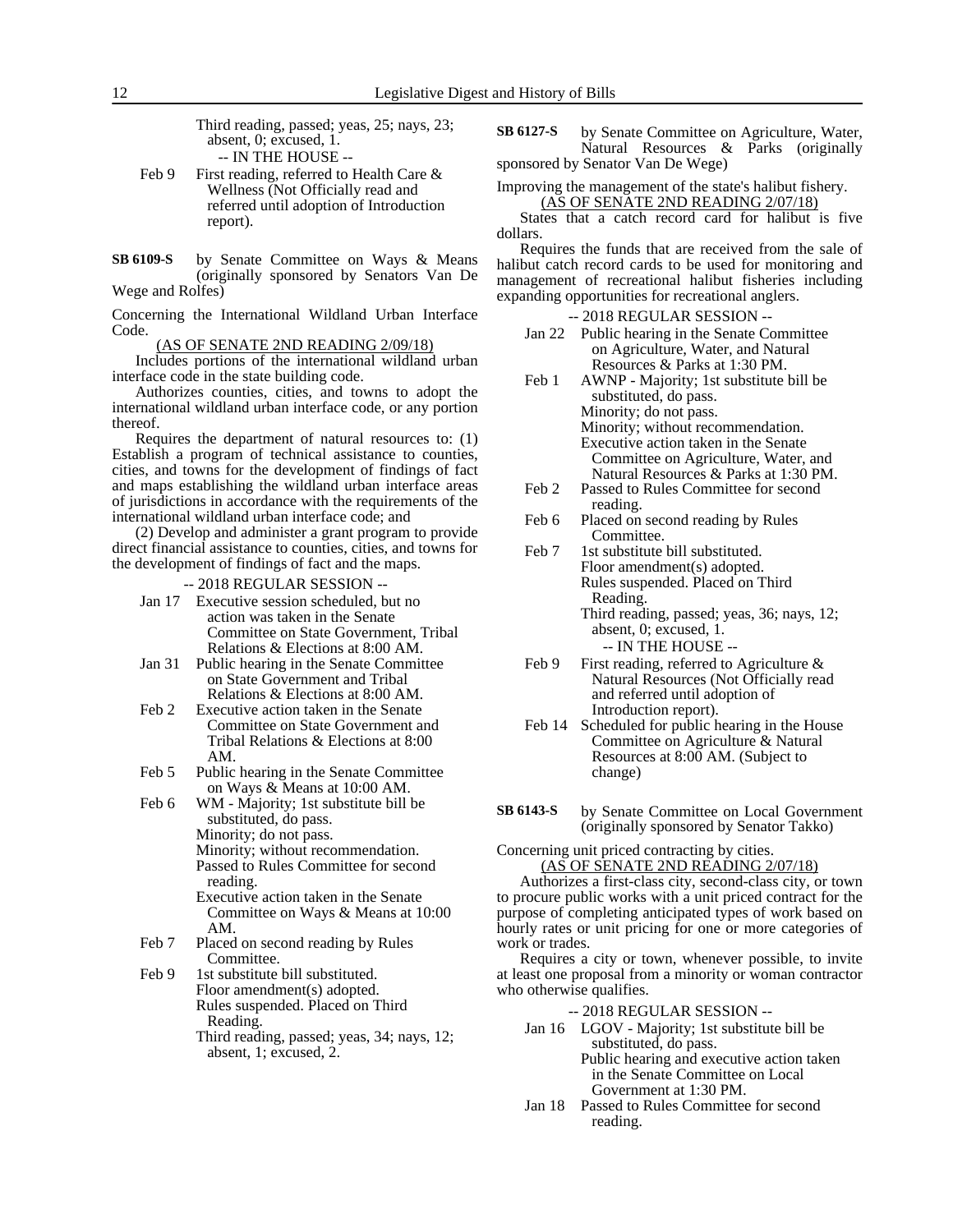Third reading, passed; yeas, 25; nays, 23; absent, 0; excused, 1.

-- IN THE HOUSE --

Feb 9 First reading, referred to Health Care & Wellness (Not Officially read and referred until adoption of Introduction report).

**SB 6109-S** by Senate Committee on Ways & Means (originally sponsored by Senators Van De Wege and Rolfes)

Concerning the International Wildland Urban Interface Code.

(AS OF SENATE 2ND READING 2/09/18)

Includes portions of the international wildland urban interface code in the state building code.

Authorizes counties, cities, and towns to adopt the international wildland urban interface code, or any portion thereof.

Requires the department of natural resources to: (1) Establish a program of technical assistance to counties, cities, and towns for the development of findings of fact and maps establishing the wildland urban interface areas of jurisdictions in accordance with the requirements of the international wildland urban interface code; and

(2) Develop and administer a grant program to provide direct financial assistance to counties, cities, and towns for the development of findings of fact and the maps.

-- 2018 REGULAR SESSION --

Jan 17 Executive session scheduled, but no action was taken in the Senate Committee on State Government, Tribal Relations & Elections at 8:00 AM.

Jan 31 Public hearing in the Senate Committee on State Government and Tribal Relations & Elections at 8:00 AM.

Feb 2 Executive action taken in the Senate Committee on State Government and Tribal Relations & Elections at 8:00 AM.

Feb 5 Public hearing in the Senate Committee on Ways & Means at 10:00 AM.

Feb 6 WM - Majority; 1st substitute bill be substituted, do pass.
Minority; do not pass.
Minority; without recommendation.
Passed to Rules Committee for second reading.
Executive action taken in the Senate Committee on Ways & Means at 10:00 AM.

Feb 7 Placed on second reading by Rules Committee.

Feb 9 1st substitute bill substituted.
Floor amendment(s) adopted.
Rules suspended. Placed on Third Reading.
Third reading, passed; yeas, 34; nays, 12; absent, 1; excused, 2.

**SB 6127-S** by Senate Committee on Agriculture, Water, Natural Resources & Parks (originally sponsored by Senator Van De Wege)

Improving the management of the state's halibut fishery.

(AS OF SENATE 2ND READING 2/07/18)

States that a catch record card for halibut is five dollars.

Requires the funds that are received from the sale of halibut catch record cards to be used for monitoring and management of recreational halibut fisheries including expanding opportunities for recreational anglers.

-- 2018 REGULAR SESSION --

Jan 22 Public hearing in the Senate Committee on Agriculture, Water, and Natural Resources & Parks at 1:30 PM.

Feb 1 AWNP - Majority; 1st substitute bill be substituted, do pass.
Minority; do not pass.
Minority; without recommendation.
Executive action taken in the Senate Committee on Agriculture, Water, and Natural Resources & Parks at 1:30 PM.

Feb 2 Passed to Rules Committee for second reading.

Feb 6 Placed on second reading by Rules Committee.

Feb 7 1st substitute bill substituted.
Floor amendment(s) adopted.
Rules suspended. Placed on Third Reading.
Third reading, passed; yeas, 36; nays, 12; absent, 0; excused, 1.

-- IN THE HOUSE --

Feb 9 First reading, referred to Agriculture & Natural Resources (Not Officially read and referred until adoption of Introduction report).

Feb 14 Scheduled for public hearing in the House Committee on Agriculture & Natural Resources at 8:00 AM. (Subject to change)

**SB 6143-S** by Senate Committee on Local Government (originally sponsored by Senator Takko)

Concerning unit priced contracting by cities.

(AS OF SENATE 2ND READING 2/07/18)

Authorizes a first-class city, second-class city, or town to procure public works with a unit priced contract for the purpose of completing anticipated types of work based on hourly rates or unit pricing for one or more categories of work or trades.

Requires a city or town, whenever possible, to invite at least one proposal from a minority or woman contractor who otherwise qualifies.

-- 2018 REGULAR SESSION --

Jan 16 LGOV - Majority; 1st substitute bill be substituted, do pass.
Public hearing and executive action taken in the Senate Committee on Local Government at 1:30 PM.

Jan 18 Passed to Rules Committee for second reading.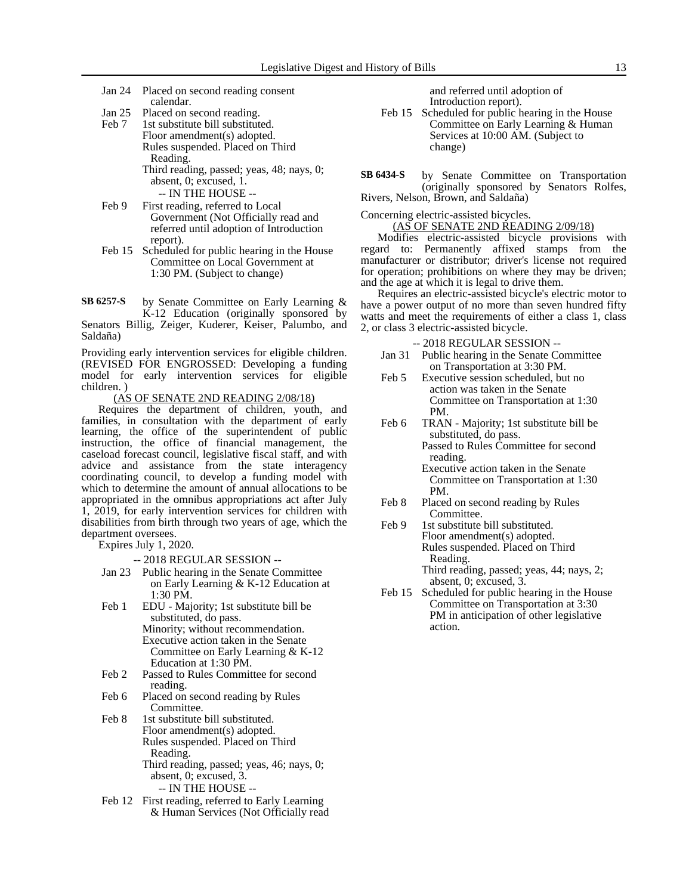Jan 24 Placed on second reading consent calendar.

Jan 25 Placed on second reading.

Feb 7 1st substitute bill substituted.
Floor amendment(s) adopted.
Rules suspended. Placed on Third Reading.
Third reading, passed; yeas, 48; nays, 0; absent, 0; excused, 1.

-- IN THE HOUSE --

Feb 9 First reading, referred to Local Government (Not Officially read and referred until adoption of Introduction report).

Feb 15 Scheduled for public hearing in the House Committee on Local Government at 1:30 PM. (Subject to change)

**SB 6257-S** by Senate Committee on Early Learning & K-12 Education (originally sponsored by Senators Billig, Zeiger, Kuderer, Keiser, Palumbo, and Saldaña)

Providing early intervention services for eligible children. (REVISED FOR ENGROSSED: Developing a funding model for early intervention services for eligible children. )

(AS OF SENATE 2ND READING 2/08/18)

Requires the department of children, youth, and families, in consultation with the department of early learning, the office of the superintendent of public instruction, the office of financial management, the caseload forecast council, legislative fiscal staff, and with advice and assistance from the state interagency coordinating council, to develop a funding model with which to determine the amount of annual allocations to be appropriated in the omnibus appropriations act after July 1, 2019, for early intervention services for children with disabilities from birth through two years of age, which the department oversees.

Expires July 1, 2020.

-- 2018 REGULAR SESSION --

Jan 23 Public hearing in the Senate Committee on Early Learning & K-12 Education at 1:30 PM.

Feb 1 EDU - Majority; 1st substitute bill be substituted, do pass.
Minority; without recommendation.
Executive action taken in the Senate Committee on Early Learning & K-12 Education at 1:30 PM.

Feb 2 Passed to Rules Committee for second reading.

Feb 6 Placed on second reading by Rules Committee.

Feb 8 1st substitute bill substituted.
Floor amendment(s) adopted.
Rules suspended. Placed on Third Reading.
Third reading, passed; yeas, 46; nays, 0; absent, 0; excused, 3.

-- IN THE HOUSE --

Feb 12 First reading, referred to Early Learning & Human Services (Not Officially read and referred until adoption of Introduction report).

Feb 15 Scheduled for public hearing in the House Committee on Early Learning & Human Services at 10:00 AM. (Subject to change)

**SB 6434-S** by Senate Committee on Transportation (originally sponsored by Senators Rolfes, Rivers, Nelson, Brown, and Saldaña)

Concerning electric-assisted bicycles.

(AS OF SENATE 2ND READING 2/09/18)

Modifies electric-assisted bicycle provisions with regard to: Permanently affixed stamps from the manufacturer or distributor; driver's license not required for operation; prohibitions on where they may be driven; and the age at which it is legal to drive them.

Requires an electric-assisted bicycle's electric motor to have a power output of no more than seven hundred fifty watts and meet the requirements of either a class 1, class 2, or class 3 electric-assisted bicycle.

-- 2018 REGULAR SESSION --

Jan 31 Public hearing in the Senate Committee on Transportation at 3:30 PM.

Feb 5 Executive session scheduled, but no action was taken in the Senate Committee on Transportation at 1:30 PM.

Feb 6 TRAN - Majority; 1st substitute bill be substituted, do pass.
Passed to Rules Committee for second reading.
Executive action taken in the Senate Committee on Transportation at 1:30 PM.

Feb 8 Placed on second reading by Rules Committee.

Feb 9 1st substitute bill substituted.
Floor amendment(s) adopted.
Rules suspended. Placed on Third Reading.
Third reading, passed; yeas, 44; nays, 2; absent, 0; excused, 3.

Feb 15 Scheduled for public hearing in the House Committee on Transportation at 3:30 PM in anticipation of other legislative action.